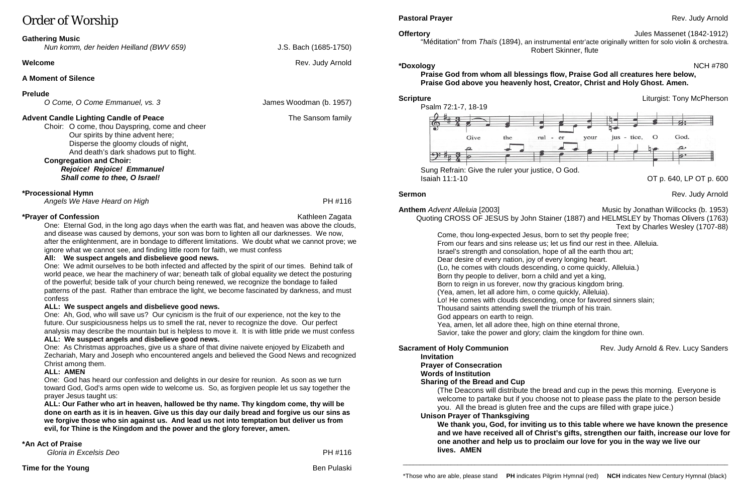# Order of Worship

**Gathering Music**
*Nun komm, der heiden Heilland (BWV 659)* — J.S. Bach (1685-1750)

**Welcome** — Rev. Judy Arnold

**A Moment of Silence**

**Prelude**
*O Come, O Come Emmanuel, vs. 3* — James Woodman (b. 1957)

**Advent Candle Lighting Candle of Peace** — The Sansom family

Choir: O come, thou Dayspring, come and cheer
Our spirits by thine advent here;
Disperse the gloomy clouds of night,
And death's dark shadows put to flight.

**Congregation and Choir:**
***Rejoice! Rejoice! Emmanuel***
***Shall come to thee, O Israel!***

**\*Processional Hymn**
*Angels We Have Heard on High* — PH #116

**\*Prayer of Confession** — Kathleen Zagata

One: Eternal God, in the long ago days when the earth was flat, and heaven was above the clouds, and disease was caused by demons, your son was born to lighten all our darknesses. We now, after the enlightenment, are in bondage to different limitations. We doubt what we cannot prove; we ignore what we cannot see, and finding little room for faith, we must confess

**All: We suspect angels and disbelieve good news.**

One: We admit ourselves to be both infected and affected by the spirit of our times. Behind talk of world peace, we hear the machinery of war; beneath talk of global equality we detect the posturing of the powerful; beside talk of your church being renewed, we recognize the bondage to failed patterns of the past. Rather than embrace the light, we become fascinated by darkness, and must confess

**ALL: We suspect angels and disbelieve good news.**

One: Ah, God, who will save us? Our cynicism is the fruit of our experience, not the key to the future. Our suspiciousness helps us to smell the rat, never to recognize the dove. Our perfect analysis may describe the mountain but is helpless to move it. It is with little pride we must confess

**ALL: We suspect angels and disbelieve good news.**

One: As Christmas approaches, give us a share of that divine naivete enjoyed by Elizabeth and Zechariah, Mary and Joseph who encountered angels and believed the Good News and recognized Christ among them.

**ALL: AMEN**

One: God has heard our confession and delights in our desire for reunion. As soon as we turn toward God, God's arms open wide to welcome us. So, as forgiven people let us say together the prayer Jesus taught us:

**ALL: Our Father who art in heaven, hallowed be thy name. Thy kingdom come, thy will be done on earth as it is in heaven. Give us this day our daily bread and forgive us our sins as we forgive those who sin against us. And lead us not into temptation but deliver us from evil, for Thine is the Kingdom and the power and the glory forever, amen.**

**\*An Act of Praise**
*Gloria in Excelsis Deo* — PH #116

**Time for the Young** — Ben Pulaski

**Pastoral Prayer** — Rev. Judy Arnold

**Offertory** — Jules Massenet (1842-1912)
"Méditation" from *Thaïs* (1894), an instrumental entr'acte originally written for solo violin & orchestra.
Robert Skinner, flute

**\*Doxology** — NCH #780
**Praise God from whom all blessings flow, Praise God all creatures here below,**
**Praise God above you heavenly host, Creator, Christ and Holy Ghost. Amen.**

**Scripture** — Liturgist: Tony McPherson
Psalm 72:1-7, 18-19

Give the ruler your justice, O God.

Sung Refrain: Give the ruler your justice, O God.
Isaiah 11:1-10 — OT p. 640, LP OT p. 600

**Sermon** — Rev. Judy Arnold

**Anthem** *Advent Alleluia* [2003] — Music by Jonathan Willcocks (b. 1953)
Quoting CROSS OF JESUS by John Stainer (1887) and HELMSLEY by Thomas Olivers (1763)
Text by Charles Wesley (1707-88)

Come, thou long-expected Jesus, born to set thy people free;
From our fears and sins release us; let us find our rest in thee. Alleluia.
Israel's strength and consolation, hope of all the earth thou art;
Dear desire of every nation, joy of every longing heart.
(Lo, he comes with clouds descending, o come quickly, Alleluia.)
Born thy people to deliver, born a child and yet a king,
Born to reign in us forever, now thy gracious kingdom bring.
(Yea, amen, let all adore him, o come quickly, Alleluia).
Lo! He comes with clouds descending, once for favored sinners slain;
Thousand saints attending swell the triumph of his train.
God appears on earth to reign.
Yea, amen, let all adore thee, high on thine eternal throne,
Savior, take the power and glory; claim the kingdom for thine own.

**Sacrament of Holy Communion** — Rev. Judy Arnold & Rev. Lucy Sanders

**Invitation**
**Prayer of Consecration**
**Words of Institution**
**Sharing of the Bread and Cup**

(The Deacons will distribute the bread and cup in the pews this morning. Everyone is welcome to partake but if you choose not to please pass the plate to the person beside you. All the bread is gluten free and the cups are filled with grape juice.)

**Unison Prayer of Thanksgiving**

**We thank you, God, for inviting us to this table where we have known the presence and we have received all of Christ's gifts, strengthen our faith, increase our love for one another and help us to proclaim our love for you in the way we live our lives. AMEN**

---

\*Those who are able, please stand **PH** indicates Pilgrim Hymnal (red) **NCH** indicates New Century Hymnal (black)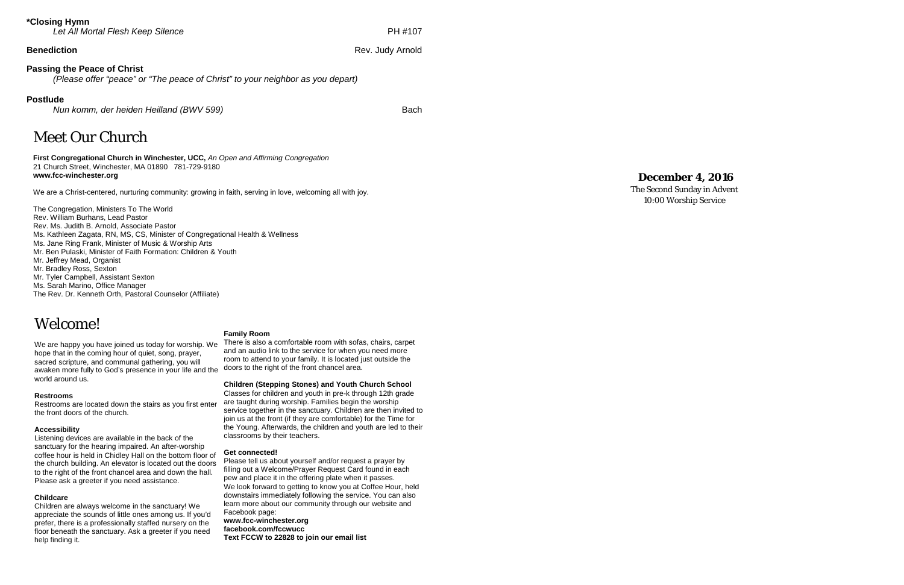**\*Closing Hymn**

*Let All Mortal Flesh Keep Silence* PH #107

**Benediction** Rev. Judy Arnold

**Passing the Peace of Christ**

*(Please offer "peace" or "The peace of Christ" to your neighbor as you depart)*

**Postlude**

*Nun komm, der heiden Heilland (BWV 599)* Bach

# Meet Our Church

**First Congregational Church in Winchester, UCC,** *An Open and Affirming Congregation*
21 Church Street, Winchester, MA 01890 781-729-9180
**www.fcc-winchester.org**

We are a Christ-centered, nurturing community: growing in faith, serving in love, welcoming all with joy.

The Congregation, Ministers To The World
Rev. William Burhans, Lead Pastor
Rev. Ms. Judith B. Arnold, Associate Pastor
Ms. Kathleen Zagata, RN, MS, CS, Minister of Congregational Health & Wellness
Ms. Jane Ring Frank, Minister of Music & Worship Arts
Mr. Ben Pulaski, Minister of Faith Formation: Children & Youth
Mr. Jeffrey Mead, Organist
Mr. Bradley Ross, Sexton
Mr. Tyler Campbell, Assistant Sexton
Ms. Sarah Marino, Office Manager
The Rev. Dr. Kenneth Orth, Pastoral Counselor (Affiliate)

# Welcome!

We are happy you have joined us today for worship. We hope that in the coming hour of quiet, song, prayer, sacred scripture, and communal gathering, you will awaken more fully to God's presence in your life and the world around us.

**Restrooms**

Restrooms are located down the stairs as you first enter the front doors of the church.

**Accessibility**

Listening devices are available in the back of the sanctuary for the hearing impaired. An after-worship coffee hour is held in Chidley Hall on the bottom floor of the church building. An elevator is located out the doors to the right of the front chancel area and down the hall. Please ask a greeter if you need assistance.

**Childcare**

Children are always welcome in the sanctuary! We appreciate the sounds of little ones among us. If you'd prefer, there is a professionally staffed nursery on the floor beneath the sanctuary. Ask a greeter if you need help finding it.

**Family Room**

There is also a comfortable room with sofas, chairs, carpet and an audio link to the service for when you need more room to attend to your family. It is located just outside the doors to the right of the front chancel area.

**Children (Stepping Stones) and Youth Church School**

Classes for children and youth in pre-k through 12th grade are taught during worship. Families begin the worship service together in the sanctuary. Children are then invited to join us at the front (if they are comfortable) for the Time for the Young. Afterwards, the children and youth are led to their classrooms by their teachers.

**Get connected!**

Please tell us about yourself and/or request a prayer by filling out a Welcome/Prayer Request Card found in each pew and place it in the offering plate when it passes. We look forward to getting to know you at Coffee Hour, held downstairs immediately following the service. You can also learn more about our community through our website and Facebook page:
**www.fcc-winchester.org**
**facebook.com/fccwucc**
**Text FCCW to 22828 to join our email list**

**December 4, 2016**

The Second Sunday in Advent
10:00 Worship Service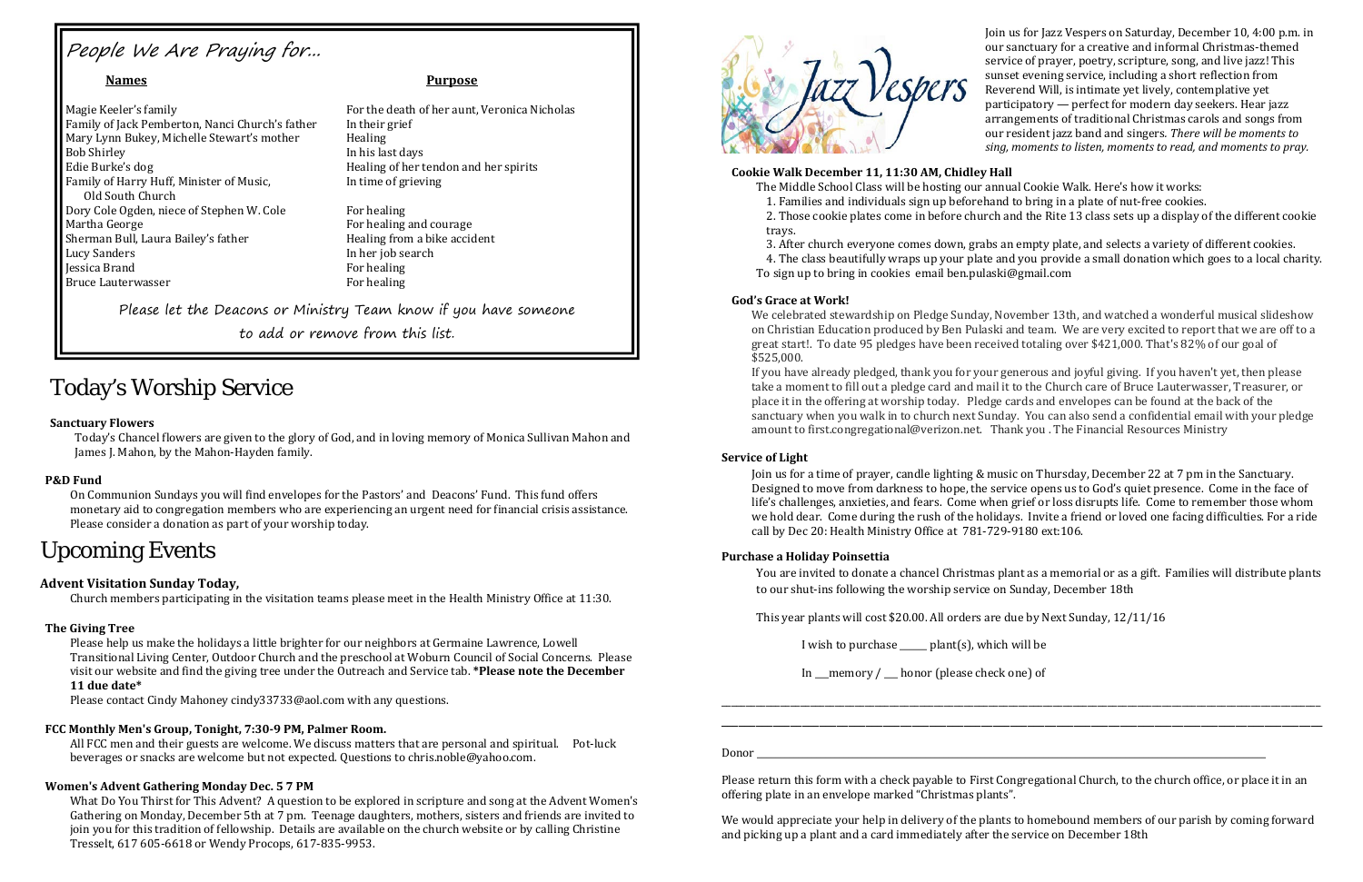## People We Are Praying for...

| Names | Purpose |
| --- | --- |
| Magie Keeler's family | For the death of her aunt, Veronica Nicholas |
| Family of Jack Pemberton, Nanci Church's father | In their grief |
| Mary Lynn Bukey, Michelle Stewart's mother | Healing |
| Bob Shirley | In his last days |
| Edie Burke's dog | Healing of her tendon and her spirits |
| Family of Harry Huff, Minister of Music, Old South Church | In time of grieving |
| Dory Cole Ogden, niece of Stephen W. Cole | For healing |
| Martha George | For healing and courage |
| Sherman Bull, Laura Bailey's father | Healing from a bike accident |
| Lucy Sanders | In her job search |
| Jessica Brand | For healing |
| Bruce Lauterwasser | For healing |

Please let the Deacons or Ministry Team know if you have someone to add or remove from this list.

# Today's Worship Service

**Sanctuary Flowers**

Today's Chancel flowers are given to the glory of God, and in loving memory of Monica Sullivan Mahon and James J. Mahon, by the Mahon-Hayden family.

**P&D Fund**

On Communion Sundays you will find envelopes for the Pastors' and Deacons' Fund. This fund offers monetary aid to congregation members who are experiencing an urgent need for financial crisis assistance. Please consider a donation as part of your worship today.

# Upcoming Events

**Advent Visitation Sunday Today,**

Church members participating in the visitation teams please meet in the Health Ministry Office at 11:30.

**The Giving Tree**

Please help us make the holidays a little brighter for our neighbors at Germaine Lawrence, Lowell Transitional Living Center, Outdoor Church and the preschool at Woburn Council of Social Concerns. Please visit our website and find the giving tree under the Outreach and Service tab. ***Please note the December 11 due date***

Please contact Cindy Mahoney cindy33733@aol.com with any questions.

**FCC Monthly Men's Group, Tonight, 7:30-9 PM, Palmer Room.**

All FCC men and their guests are welcome. We discuss matters that are personal and spiritual. Pot-luck beverages or snacks are welcome but not expected. Questions to chris.noble@yahoo.com.

**Women's Advent Gathering Monday Dec. 5 7 PM**

What Do You Thirst for This Advent? A question to be explored in scripture and song at the Advent Women's Gathering on Monday, December 5th at 7 pm. Teenage daughters, mothers, sisters and friends are invited to join you for this tradition of fellowship. Details are available on the church website or by calling Christine Tresselt, 617 605-6618 or Wendy Procops, 617-835-9953.

Jazz Vespers

Join us for Jazz Vespers on Saturday, December 10, 4:00 p.m. in our sanctuary for a creative and informal Christmas-themed service of prayer, poetry, scripture, song, and live jazz! This sunset evening service, including a short reflection from Reverend Will, is intimate yet lively, contemplative yet participatory — perfect for modern day seekers. Hear jazz arrangements of traditional Christmas carols and songs from our resident jazz band and singers. *There will be moments to sing, moments to listen, moments to read, and moments to pray.*

**Cookie Walk December 11, 11:30 AM, Chidley Hall**

The Middle School Class will be hosting our annual Cookie Walk. Here's how it works:

1. Families and individuals sign up beforehand to bring in a plate of nut-free cookies.
2. Those cookie plates come in before church and the Rite 13 class sets up a display of the different cookie trays.
3. After church everyone comes down, grabs an empty plate, and selects a variety of different cookies.
4. The class beautifully wraps up your plate and you provide a small donation which goes to a local charity.

To sign up to bring in cookies email ben.pulaski@gmail.com

**God's Grace at Work!**

We celebrated stewardship on Pledge Sunday, November 13th, and watched a wonderful musical slideshow on Christian Education produced by Ben Pulaski and team. We are very excited to report that we are off to a great start!. To date 95 pledges have been received totaling over $421,000. That's 82% of our goal of $525,000.

If you have already pledged, thank you for your generous and joyful giving. If you haven't yet, then please take a moment to fill out a pledge card and mail it to the Church care of Bruce Lauterwasser, Treasurer, or place it in the offering at worship today. Pledge cards and envelopes can be found at the back of the sanctuary when you walk in to church next Sunday. You can also send a confidential email with your pledge amount to first.congregational@verizon.net. Thank you . The Financial Resources Ministry

**Service of Light**

Join us for a time of prayer, candle lighting & music on Thursday, December 22 at 7 pm in the Sanctuary. Designed to move from darkness to hope, the service opens us to God's quiet presence. Come in the face of life's challenges, anxieties, and fears. Come when grief or loss disrupts life. Come to remember those whom we hold dear. Come during the rush of the holidays. Invite a friend or loved one facing difficulties. For a ride call by Dec 20: Health Ministry Office at 781-729-9180 ext:106.

**Purchase a Holiday Poinsettia**

You are invited to donate a chancel Christmas plant as a memorial or as a gift. Families will distribute plants to our shut-ins following the worship service on Sunday, December 18th

This year plants will cost $20.00. All orders are due by Next Sunday, 12/11/16

I wish to purchase _____ plant(s), which will be

In ___memory / ___ honor (please check one) of

_______________________________________________

_______________________________________________

Donor _______________________________________________

Please return this form with a check payable to First Congregational Church, to the church office, or place it in an offering plate in an envelope marked "Christmas plants".

We would appreciate your help in delivery of the plants to homebound members of our parish by coming forward and picking up a plant and a card immediately after the service on December 18th